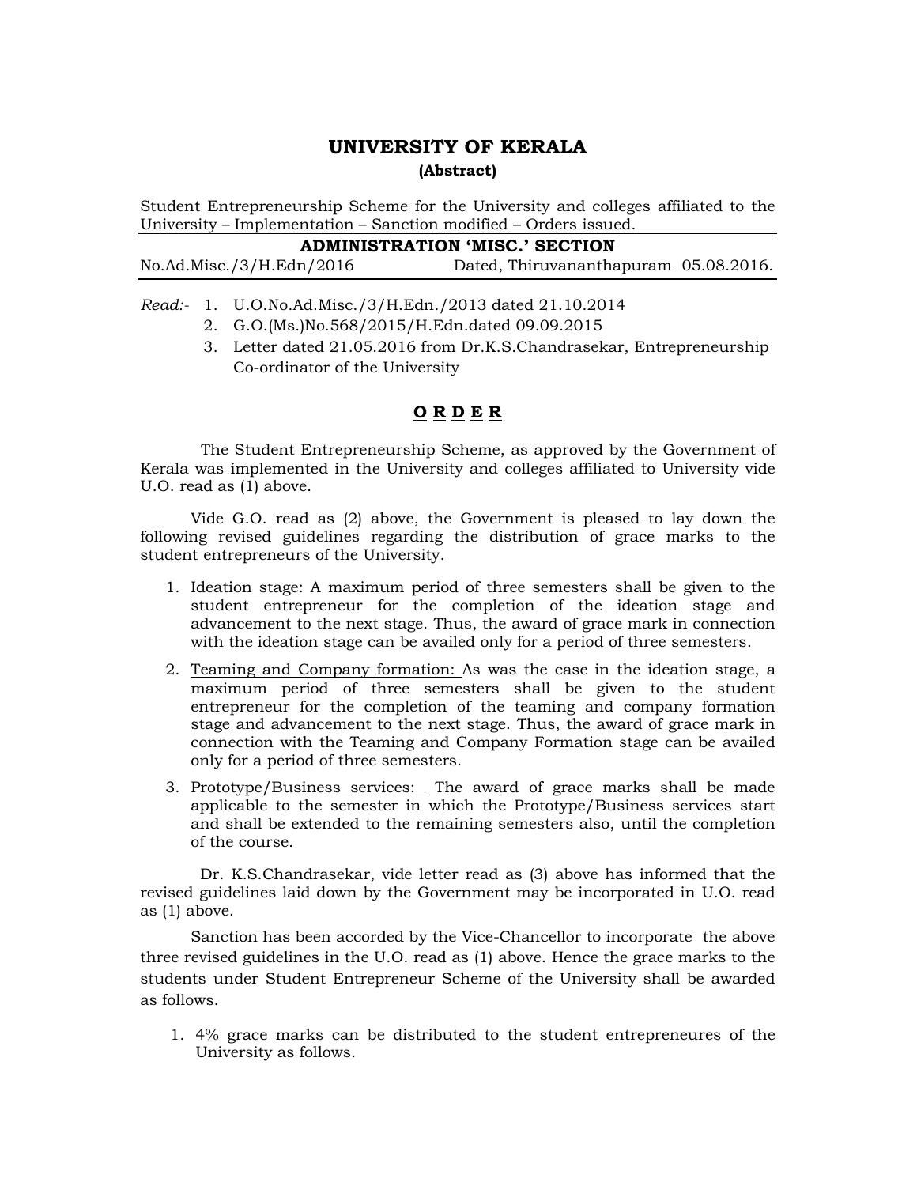# UNIVERSITY OF KERALA

**(Abstract)**

Student Entrepreneurship Scheme for the University and colleges affiliated to the University – Implementation – Sanction modified – Orders issued.

## ADMINISTRATION 'MISC.' SECTION

No.Ad.Misc./3/H.Edn/2016 Dated, Thiruvananthapuram 05.08.2016.

*Read:-*
1. U.O.No.Ad.Misc./3/H.Edn./2013 dated 21.10.2014
2. G.O.(Ms.)No.568/2015/H.Edn.dated 09.09.2015
3. Letter dated 21.05.2016 from Dr.K.S.Chandrasekar, Entrepreneurship Co-ordinator of the University

## O R D E R

The Student Entrepreneurship Scheme, as approved by the Government of Kerala was implemented in the University and colleges affiliated to University vide U.O. read as (1) above.

Vide G.O. read as (2) above, the Government is pleased to lay down the following revised guidelines regarding the distribution of grace marks to the student entrepreneurs of the University.

1. Ideation stage: A maximum period of three semesters shall be given to the student entrepreneur for the completion of the ideation stage and advancement to the next stage. Thus, the award of grace mark in connection with the ideation stage can be availed only for a period of three semesters.
2. Teaming and Company formation: As was the case in the ideation stage, a maximum period of three semesters shall be given to the student entrepreneur for the completion of the teaming and company formation stage and advancement to the next stage. Thus, the award of grace mark in connection with the Teaming and Company Formation stage can be availed only for a period of three semesters.
3. Prototype/Business services: The award of grace marks shall be made applicable to the semester in which the Prototype/Business services start and shall be extended to the remaining semesters also, until the completion of the course.

Dr. K.S.Chandrasekar, vide letter read as (3) above has informed that the revised guidelines laid down by the Government may be incorporated in U.O. read as (1) above.

Sanction has been accorded by the Vice-Chancellor to incorporate the above three revised guidelines in the U.O. read as (1) above. Hence the grace marks to the students under Student Entrepreneur Scheme of the University shall be awarded as follows.

1. 4% grace marks can be distributed to the student entrepreneurs of the University as follows.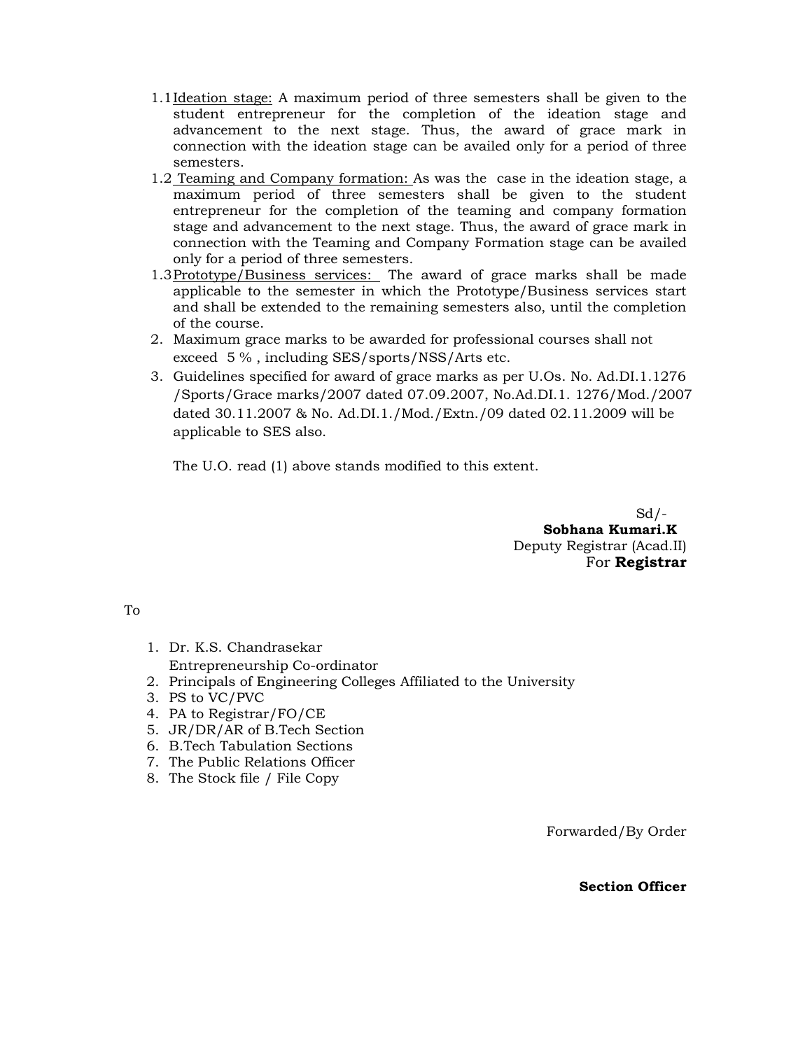1.1 <u>Ideation stage:</u> A maximum period of three semesters shall be given to the student entrepreneur for the completion of the ideation stage and advancement to the next stage. Thus, the award of grace mark in connection with the ideation stage can be availed only for a period of three semesters.

1.2 <u>Teaming and Company formation:</u> As was the case in the ideation stage, a maximum period of three semesters shall be given to the student entrepreneur for the completion of the teaming and company formation stage and advancement to the next stage. Thus, the award of grace mark in connection with the Teaming and Company Formation stage can be availed only for a period of three semesters.

1.3 <u>Prototype/Business services:</u> The award of grace marks shall be made applicable to the semester in which the Prototype/Business services start and shall be extended to the remaining semesters also, until the completion of the course.

2. Maximum grace marks to be awarded for professional courses shall not exceed 5 % , including SES/sports/NSS/Arts etc.
3. Guidelines specified for award of grace marks as per U.Os. No. Ad.DI.1.1276 /Sports/Grace marks/2007 dated 07.09.2007, No.Ad.DI.1. 1276/Mod./2007 dated 30.11.2007 & No. Ad.DI.1./Mod./Extn./09 dated 02.11.2009 will be applicable to SES also.

The U.O. read (1) above stands modified to this extent.

Sd/-
**Sobhana Kumari.K**
Deputy Registrar (Acad.II)
For **Registrar**

To

1. Dr. K.S. Chandrasekar
   Entrepreneurship Co-ordinator
2. Principals of Engineering Colleges Affiliated to the University
3. PS to VC/PVC
4. PA to Registrar/FO/CE
5. JR/DR/AR of B.Tech Section
6. B.Tech Tabulation Sections
7. The Public Relations Officer
8. The Stock file / File Copy

Forwarded/By Order

**Section Officer**